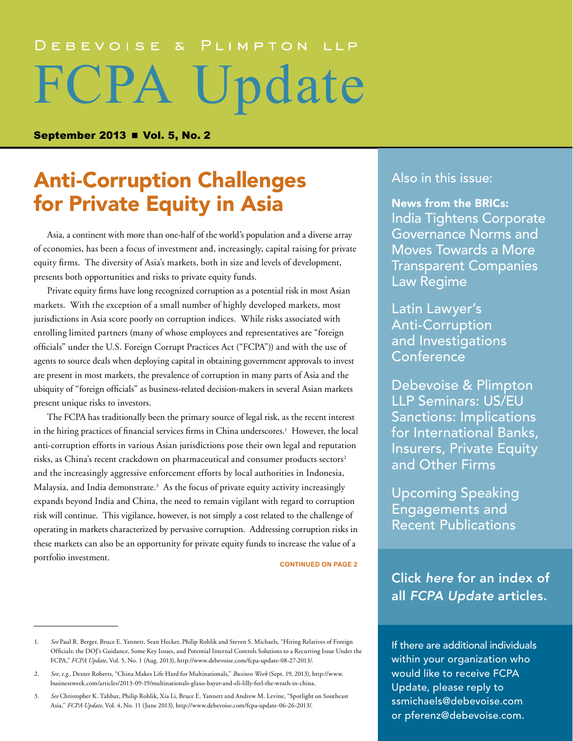Debevoise & Plimpton LLP

# FCPA Update

**September 2013 ■ Vol. 5, No. 2**

## Anti-Corruption Challenges for Private Equity in Asia

Asia, a continent with more than one-half of the world's population and a diverse array of economies, has been a focus of investment and, increasingly, capital raising for private equity firms. The diversity of Asia's markets, both in size and levels of development, presents both opportunities and risks to private equity funds.

Private equity firms have long recognized corruption as a potential risk in most Asian markets. With the exception of a small number of highly developed markets, most jurisdictions in Asia score poorly on corruption indices. While risks associated with enrolling limited partners (many of whose employees and representatives are "foreign officials" under the U.S. Foreign Corrupt Practices Act ("FCPA")) and with the use of agents to source deals when deploying capital in obtaining government approvals to invest are present in most markets, the prevalence of corruption in many parts of Asia and the ubiquity of "foreign officials" as business-related decision-makers in several Asian markets present unique risks to investors.

The FCPA has traditionally been the primary source of legal risk, as the recent interest in the hiring practices of financial services firms in China underscores.[1] However, the local anti-corruption efforts in various Asian jurisdictions pose their own legal and reputation risks, as China's recent crackdown on pharmaceutical and consumer products sectors[2] and the increasingly aggressive enforcement efforts by local authorities in Indonesia, Malaysia, and India demonstrate.[3] As the focus of private equity activity increasingly expands beyond India and China, the need to remain vigilant with regard to corruption risk will continue. This vigilance, however, is not simply a cost related to the challenge of operating in markets characterized by pervasive corruption. Addressing corruption risks in these markets can also be an opportunity for private equity funds to increase the value of a portfolio investment.

CONTINUED ON PAGE 2

Also in this issue:

**News from the BRICs:**
India Tightens Corporate Governance Norms and Moves Towards a More Transparent Companies Law Regime

Latin Lawyer's Anti-Corruption and Investigations Conference

Debevoise & Plimpton LLP Seminars: US/EU Sanctions: Implications for International Banks, Insurers, Private Equity and Other Firms

Upcoming Speaking Engagements and Recent Publications

Click *here* for an index of all *FCPA Update* articles.

If there are additional individuals within your organization who would like to receive FCPA Update, please reply to ssmichaels@debevoise.com or pferenz@debevoise.com.

---

1. *See* Paul R. Berger, Bruce E. Yannett, Sean Hecker, Philip Rohlik and Steven S. Michaels, "Hiring Relatives of Foreign Officials: the DOJ's Guidance, Some Key Issues, and Potential Internal Controls Solutions to a Recurring Issue Under the FCPA," *FCPA Update*, Vol. 5, No. 1 (Aug. 2013), http://www.debevoise.com/fcpa-update-08-27-2013/.

2. *See, e.g.*, Dexter Roberts, "China Makes Life Hard for Multinationals," *Business Week* (Sept. 19, 2013), http://www.businessweek.com/articles/2013-09-19/multinationals-glaxo-bayer-and-eli-lilly-feel-the-wrath-in-china.

3. *See* Christopher K. Tahbaz, Philip Rohlik, Xia Li, Bruce E. Yannett and Andrew M. Levine, "Spotlight on Southeast Asia," *FCPA Update*, Vol. 4, No. 11 (June 2013), http://www.debevoise.com/fcpa-update-06-26-2013/.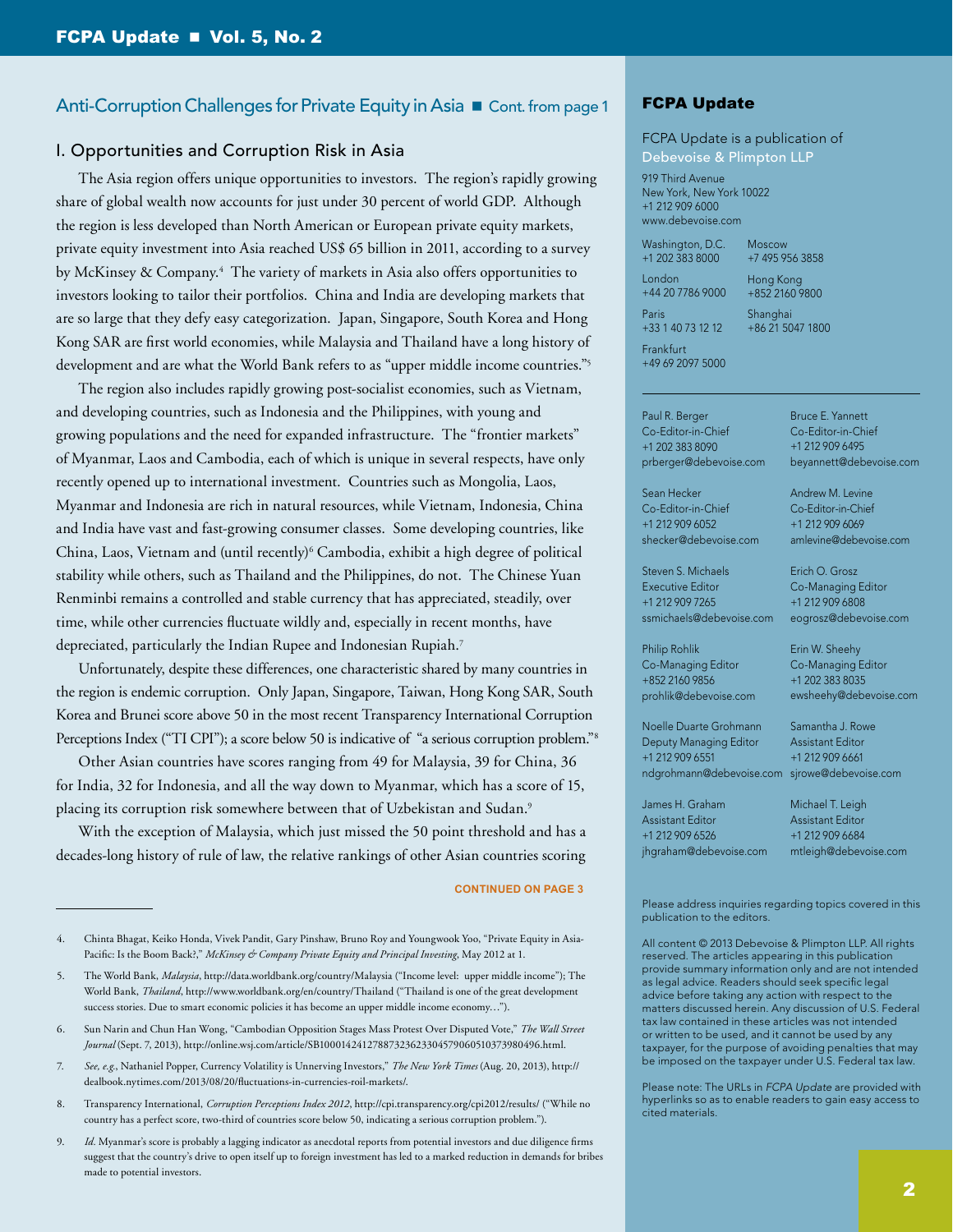## Anti-Corruption Challenges for Private Equity in Asia ■ Cont. from page 1

### I. Opportunities and Corruption Risk in Asia

The Asia region offers unique opportunities to investors. The region's rapidly growing share of global wealth now accounts for just under 30 percent of world GDP. Although the region is less developed than North American or European private equity markets, private equity investment into Asia reached US$ 65 billion in 2011, according to a survey by McKinsey & Company.[4] The variety of markets in Asia also offers opportunities to investors looking to tailor their portfolios. China and India are developing markets that are so large that they defy easy categorization. Japan, Singapore, South Korea and Hong Kong SAR are first world economies, while Malaysia and Thailand have a long history of development and are what the World Bank refers to as "upper middle income countries."[5]

The region also includes rapidly growing post-socialist economies, such as Vietnam, and developing countries, such as Indonesia and the Philippines, with young and growing populations and the need for expanded infrastructure. The "frontier markets" of Myanmar, Laos and Cambodia, each of which is unique in several respects, have only recently opened up to international investment. Countries such as Mongolia, Laos, Myanmar and Indonesia are rich in natural resources, while Vietnam, Indonesia, China and India have vast and fast-growing consumer classes. Some developing countries, like China, Laos, Vietnam and (until recently)[6] Cambodia, exhibit a high degree of political stability while others, such as Thailand and the Philippines, do not. The Chinese Yuan Renminbi remains a controlled and stable currency that has appreciated, steadily, over time, while other currencies fluctuate wildly and, especially in recent months, have depreciated, particularly the Indian Rupee and Indonesian Rupiah.[7]

Unfortunately, despite these differences, one characteristic shared by many countries in the region is endemic corruption. Only Japan, Singapore, Taiwan, Hong Kong SAR, South Korea and Brunei score above 50 in the most recent Transparency International Corruption Perceptions Index ("TI CPI"); a score below 50 is indicative of "a serious corruption problem."[8]

Other Asian countries have scores ranging from 49 for Malaysia, 39 for China, 36 for India, 32 for Indonesia, and all the way down to Myanmar, which has a score of 15, placing its corruption risk somewhere between that of Uzbekistan and Sudan.[9]

With the exception of Malaysia, which just missed the 50 point threshold and has a decades-long history of rule of law, the relative rankings of other Asian countries scoring

CONTINUED ON PAGE 3

---

4. Chinta Bhagat, Keiko Honda, Vivek Pandit, Gary Pinshaw, Bruno Roy and Youngwook Yoo, "Private Equity in Asia-Pacific: Is the Boom Back?," *McKinsey & Company Private Equity and Principal Investing*, May 2012 at 1.

5. The World Bank, *Malaysia*, http://data.worldbank.org/country/Malaysia ("Income level: upper middle income"); The World Bank, *Thailand*, http://www.worldbank.org/en/country/Thailand ("Thailand is one of the great development success stories. Due to smart economic policies it has become an upper middle income economy…").

6. Sun Narin and Chun Han Wong, "Cambodian Opposition Stages Mass Protest Over Disputed Vote," *The Wall Street Journal* (Sept. 7, 2013), http://online.wsj.com/article/SB10001424127887323623304579060510373980496.html.

7. *See, e.g.*, Nathaniel Popper, Currency Volatility is Unnerving Investors," *The New York Times* (Aug. 20, 2013), http://dealbook.nytimes.com/2013/08/20/fluctuations-in-currencies-roil-markets/.

8. Transparency International, *Corruption Perceptions Index 2012*, http://cpi.transparency.org/cpi2012/results/ ("While no country has a perfect score, two-third of countries score below 50, indicating a serious corruption problem.").

9. *Id.* Myanmar's score is probably a lagging indicator as anecdotal reports from potential investors and due diligence firms suggest that the country's drive to open itself up to foreign investment has led to a marked reduction in demands for bribes made to potential investors.

---

**FCPA Update**

FCPA Update is a publication of Debevoise & Plimpton LLP

919 Third Avenue
New York, New York 10022
+1 212 909 6000
www.debevoise.com

Washington, D.C.
+1 202 383 8000

London
+44 20 7786 9000

Paris
+33 1 40 73 12 12

Frankfurt
+49 69 2097 5000

Moscow
+7 495 956 3858

Hong Kong
+852 2160 9800

Shanghai
+86 21 5047 1800

Paul R. Berger
Co-Editor-in-Chief
+1 202 383 8090
prberger@debevoise.com

Bruce E. Yannett
Co-Editor-in-Chief
+1 212 909 6495
beyannett@debevoise.com

Sean Hecker
Co-Editor-in-Chief
+1 212 909 6052
shecker@debevoise.com

Andrew M. Levine
Co-Editor-in-Chief
+1 212 909 6069
amlevine@debevoise.com

Steven S. Michaels
Executive Editor
+1 212 909 7265
ssmichaels@debevoise.com

Erich O. Grosz
Co-Managing Editor
+1 212 909 6808
eogrosz@debevoise.com

Philip Rohlik
Co-Managing Editor
+852 2160 9856
prohlik@debevoise.com

Erin W. Sheehy
Co-Managing Editor
+1 202 383 8035
ewsheehy@debevoise.com

Noelle Duarte Grohmann
Deputy Managing Editor
+1 212 909 6551
ndgrohmann@debevoise.com

Samantha J. Rowe
Assistant Editor
+1 212 909 6661
sjrowe@debevoise.com

James H. Graham
Assistant Editor
+1 212 909 6526
jhgraham@debevoise.com

Michael T. Leigh
Assistant Editor
+1 212 909 6684
mtleigh@debevoise.com

Please address inquiries regarding topics covered in this publication to the editors.

All content © 2013 Debevoise & Plimpton LLP. All rights reserved. The articles appearing in this publication provide summary information only and are not intended as legal advice. Readers should seek specific legal advice before taking any action with respect to the matters discussed herein. Any discussion of U.S. Federal tax law contained in these articles was not intended or written to be used, and it cannot be used by any taxpayer, for the purpose of avoiding penalties that may be imposed on the taxpayer under U.S. Federal tax law.

Please note: The URLs in *FCPA Update* are provided with hyperlinks so as to enable readers to gain easy access to cited materials.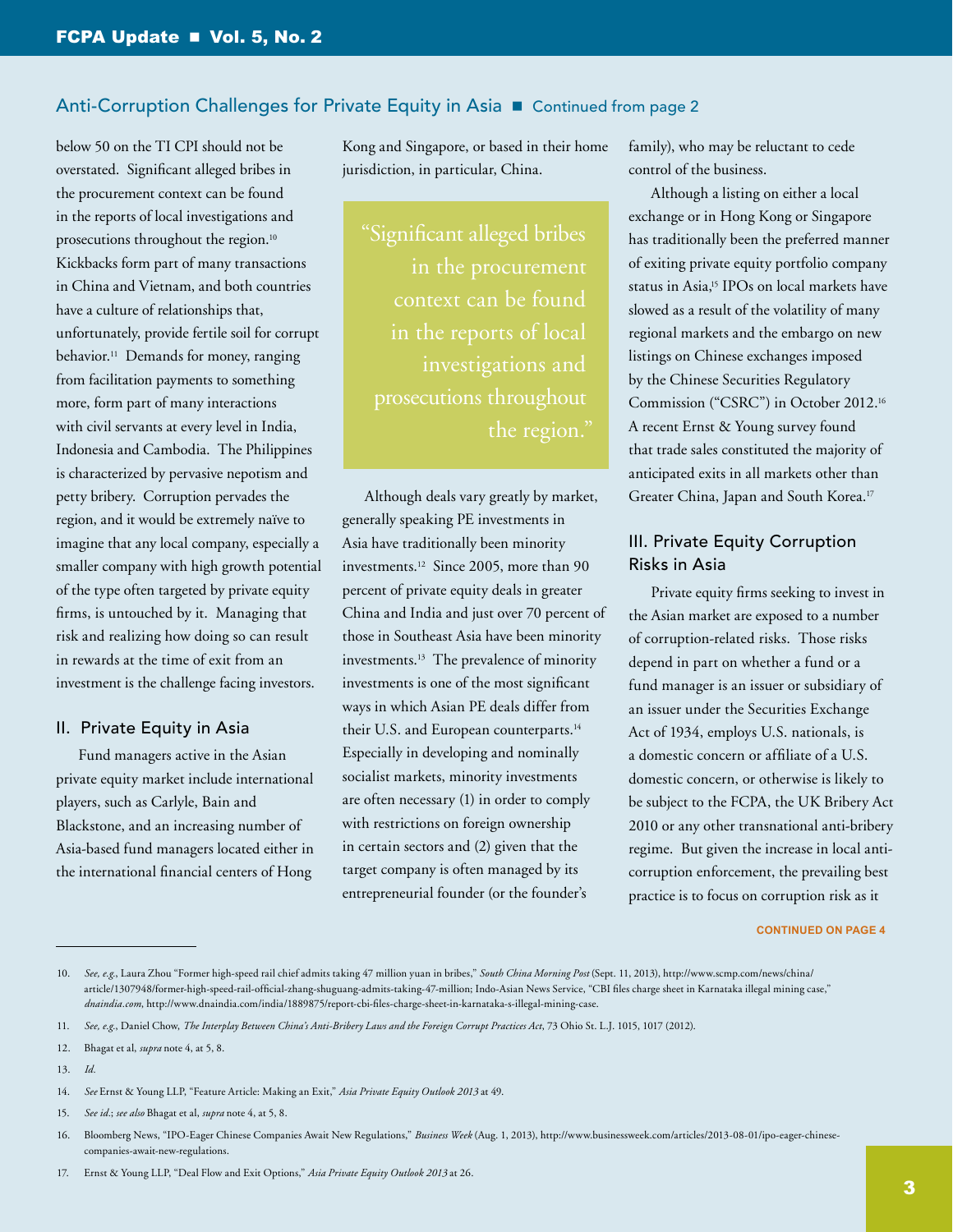## Anti-Corruption Challenges for Private Equity in Asia ■ Continued from page 2

below 50 on the TI CPI should not be overstated. Significant alleged bribes in the procurement context can be found in the reports of local investigations and prosecutions throughout the region.[10] Kickbacks form part of many transactions in China and Vietnam, and both countries have a culture of relationships that, unfortunately, provide fertile soil for corrupt behavior.[11] Demands for money, ranging from facilitation payments to something more, form part of many interactions with civil servants at every level in India, Indonesia and Cambodia. The Philippines is characterized by pervasive nepotism and petty bribery. Corruption pervades the region, and it would be extremely naïve to imagine that any local company, especially a smaller company with high growth potential of the type often targeted by private equity firms, is untouched by it. Managing that risk and realizing how doing so can result in rewards at the time of exit from an investment is the challenge facing investors.

### II. Private Equity in Asia

Fund managers active in the Asian private equity market include international players, such as Carlyle, Bain and Blackstone, and an increasing number of Asia-based fund managers located either in the international financial centers of Hong Kong and Singapore, or based in their home jurisdiction, in particular, China.

> "Significant alleged bribes in the procurement context can be found in the reports of local investigations and prosecutions throughout the region."

Although deals vary greatly by market, generally speaking PE investments in Asia have traditionally been minority investments.[12] Since 2005, more than 90 percent of private equity deals in greater China and India and just over 70 percent of those in Southeast Asia have been minority investments.[13] The prevalence of minority investments is one of the most significant ways in which Asian PE deals differ from their U.S. and European counterparts.[14] Especially in developing and nominally socialist markets, minority investments are often necessary (1) in order to comply with restrictions on foreign ownership in certain sectors and (2) given that the target company is often managed by its entrepreneurial founder (or the founder's family), who may be reluctant to cede control of the business.

Although a listing on either a local exchange or in Hong Kong or Singapore has traditionally been the preferred manner of exiting private equity portfolio company status in Asia,[15] IPOs on local markets have slowed as a result of the volatility of many regional markets and the embargo on new listings on Chinese exchanges imposed by the Chinese Securities Regulatory Commission ("CSRC") in October 2012.[16] A recent Ernst & Young survey found that trade sales constituted the majority of anticipated exits in all markets other than Greater China, Japan and South Korea.[17]

### III. Private Equity Corruption Risks in Asia

Private equity firms seeking to invest in the Asian market are exposed to a number of corruption-related risks. Those risks depend in part on whether a fund or a fund manager is an issuer or subsidiary of an issuer under the Securities Exchange Act of 1934, employs U.S. nationals, is a domestic concern or affiliate of a U.S. domestic concern, or otherwise is likely to be subject to the FCPA, the UK Bribery Act 2010 or any other transnational anti-bribery regime. But given the increase in local anti-corruption enforcement, the prevailing best practice is to focus on corruption risk as it

CONTINUED ON PAGE 4

---

10. *See, e.g.*, Laura Zhou "Former high-speed rail chief admits taking 47 million yuan in bribes," *South China Morning Post* (Sept. 11, 2013), http://www.scmp.com/news/china/article/1307948/former-high-speed-rail-official-zhang-shuguang-admits-taking-47-million; Indo-Asian News Service, "CBI files charge sheet in Karnataka illegal mining case," *dnaindia.com*, http://www.dnaindia.com/india/1889875/report-cbi-files-charge-sheet-in-karnataka-s-illegal-mining-case.
11. *See, e.g.*, Daniel Chow, *The Interplay Between China's Anti-Bribery Laws and the Foreign Corrupt Practices Act*, 73 Ohio St. L.J. 1015, 1017 (2012).
12. Bhagat et al, *supra* note 4, at 5, 8.
13. *Id.*
14. *See* Ernst & Young LLP, "Feature Article: Making an Exit," *Asia Private Equity Outlook 2013* at 49.
15. *See id.*; *see also* Bhagat et al, *supra* note 4, at 5, 8.
16. Bloomberg News, "IPO-Eager Chinese Companies Await New Regulations," *Business Week* (Aug. 1, 2013), http://www.businessweek.com/articles/2013-08-01/ipo-eager-chinese-companies-await-new-regulations.
17. Ernst & Young LLP, "Deal Flow and Exit Options," *Asia Private Equity Outlook 2013* at 26.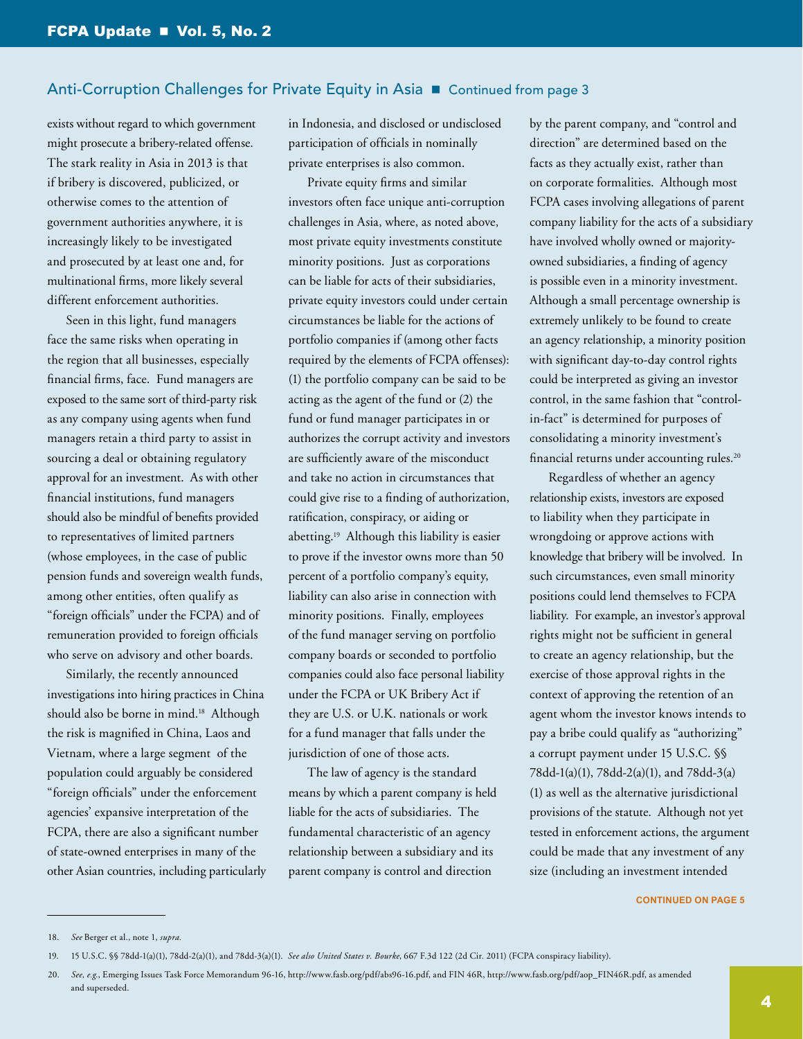## Anti-Corruption Challenges for Private Equity in Asia ■ Continued from page 3

exists without regard to which government might prosecute a bribery-related offense. The stark reality in Asia in 2013 is that if bribery is discovered, publicized, or otherwise comes to the attention of government authorities anywhere, it is increasingly likely to be investigated and prosecuted by at least one and, for multinational firms, more likely several different enforcement authorities.

Seen in this light, fund managers face the same risks when operating in the region that all businesses, especially financial firms, face. Fund managers are exposed to the same sort of third-party risk as any company using agents when fund managers retain a third party to assist in sourcing a deal or obtaining regulatory approval for an investment. As with other financial institutions, fund managers should also be mindful of benefits provided to representatives of limited partners (whose employees, in the case of public pension funds and sovereign wealth funds, among other entities, often qualify as "foreign officials" under the FCPA) and of remuneration provided to foreign officials who serve on advisory and other boards.

Similarly, the recently announced investigations into hiring practices in China should also be borne in mind.[18] Although the risk is magnified in China, Laos and Vietnam, where a large segment of the population could arguably be considered "foreign officials" under the enforcement agencies' expansive interpretation of the FCPA, there are also a significant number of state-owned enterprises in many of the other Asian countries, including particularly in Indonesia, and disclosed or undisclosed participation of officials in nominally private enterprises is also common.

Private equity firms and similar investors often face unique anti-corruption challenges in Asia, where, as noted above, most private equity investments constitute minority positions. Just as corporations can be liable for acts of their subsidiaries, private equity investors could under certain circumstances be liable for the actions of portfolio companies if (among other facts required by the elements of FCPA offenses): (1) the portfolio company can be said to be acting as the agent of the fund or (2) the fund or fund manager participates in or authorizes the corrupt activity and investors are sufficiently aware of the misconduct and take no action in circumstances that could give rise to a finding of authorization, ratification, conspiracy, or aiding or abetting.[19] Although this liability is easier to prove if the investor owns more than 50 percent of a portfolio company's equity, liability can also arise in connection with minority positions. Finally, employees of the fund manager serving on portfolio company boards or seconded to portfolio companies could also face personal liability under the FCPA or UK Bribery Act if they are U.S. or U.K. nationals or work for a fund manager that falls under the jurisdiction of one of those acts.

The law of agency is the standard means by which a parent company is held liable for the acts of subsidiaries. The fundamental characteristic of an agency relationship between a subsidiary and its parent company is control and direction by the parent company, and "control and direction" are determined based on the facts as they actually exist, rather than on corporate formalities. Although most FCPA cases involving allegations of parent company liability for the acts of a subsidiary have involved wholly owned or majority-owned subsidiaries, a finding of agency is possible even in a minority investment. Although a small percentage ownership is extremely unlikely to be found to create an agency relationship, a minority position with significant day-to-day control rights could be interpreted as giving an investor control, in the same fashion that "control-in-fact" is determined for purposes of consolidating a minority investment's financial returns under accounting rules.[20]

Regardless of whether an agency relationship exists, investors are exposed to liability when they participate in wrongdoing or approve actions with knowledge that bribery will be involved. In such circumstances, even small minority positions could lend themselves to FCPA liability. For example, an investor's approval rights might not be sufficient in general to create an agency relationship, but the exercise of those approval rights in the context of approving the retention of an agent whom the investor knows intends to pay a bribe could qualify as "authorizing" a corrupt payment under 15 U.S.C. §§ 78dd-1(a)(1), 78dd-2(a)(1), and 78dd-3(a)(1) as well as the alternative jurisdictional provisions of the statute. Although not yet tested in enforcement actions, the argument could be made that any investment of any size (including an investment intended

CONTINUED ON PAGE 5

---

18. *See* Berger et al., note 1, *supra*.

19. 15 U.S.C. §§ 78dd-1(a)(1), 78dd-2(a)(1), and 78dd-3(a)(1). *See also United States v. Bourke*, 667 F.3d 122 (2d Cir. 2011) (FCPA conspiracy liability).

20. *See, e.g.*, Emerging Issues Task Force Memorandum 96-16, http://www.fasb.org/pdf/abs96-16.pdf, and FIN 46R, http://www.fasb.org/pdf/aop_FIN46R.pdf, as amended and superseded.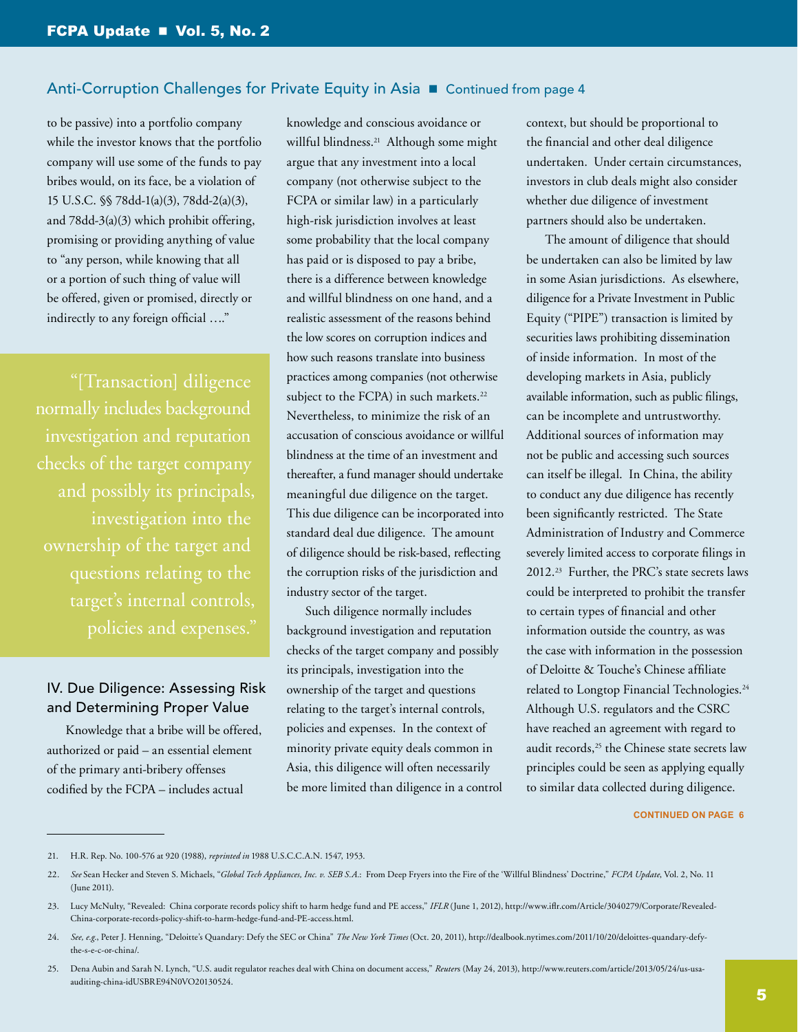to be passive) into a portfolio company while the investor knows that the portfolio company will use some of the funds to pay bribes would, on its face, be a violation of 15 U.S.C. §§ 78dd-1(a)(3), 78dd-2(a)(3), and 78dd-3(a)(3) which prohibit offering, promising or providing anything of value to "any person, while knowing that all or a portion of such thing of value will be offered, given or promised, directly or indirectly to any foreign official …."

> "[Transaction] diligence normally includes background investigation and reputation checks of the target company and possibly its principals, investigation into the ownership of the target and questions relating to the target's internal controls, policies and expenses."

## IV. Due Diligence: Assessing Risk and Determining Proper Value

Knowledge that a bribe will be offered, authorized or paid – an essential element of the primary anti-bribery offenses codified by the FCPA – includes actual knowledge and conscious avoidance or willful blindness.[21] Although some might argue that any investment into a local company (not otherwise subject to the FCPA or similar law) in a particularly high-risk jurisdiction involves at least some probability that the local company has paid or is disposed to pay a bribe, there is a difference between knowledge and willful blindness on one hand, and a realistic assessment of the reasons behind the low scores on corruption indices and how such reasons translate into business practices among companies (not otherwise subject to the FCPA) in such markets.[22] Nevertheless, to minimize the risk of an accusation of conscious avoidance or willful blindness at the time of an investment and thereafter, a fund manager should undertake meaningful due diligence on the target. This due diligence can be incorporated into standard deal due diligence. The amount of diligence should be risk-based, reflecting the corruption risks of the jurisdiction and industry sector of the target.

Such diligence normally includes background investigation and reputation checks of the target company and possibly its principals, investigation into the ownership of the target and questions relating to the target's internal controls, policies and expenses. In the context of minority private equity deals common in Asia, this diligence will often necessarily be more limited than diligence in a control context, but should be proportional to the financial and other deal diligence undertaken. Under certain circumstances, investors in club deals might also consider whether due diligence of investment partners should also be undertaken.

The amount of diligence that should be undertaken can also be limited by law in some Asian jurisdictions. As elsewhere, diligence for a Private Investment in Public Equity ("PIPE") transaction is limited by securities laws prohibiting dissemination of inside information. In most of the developing markets in Asia, publicly available information, such as public filings, can be incomplete and untrustworthy. Additional sources of information may not be public and accessing such sources can itself be illegal. In China, the ability to conduct any due diligence has recently been significantly restricted. The State Administration of Industry and Commerce severely limited access to corporate filings in 2012.[23] Further, the PRC's state secrets laws could be interpreted to prohibit the transfer to certain types of financial and other information outside the country, as was the case with information in the possession of Deloitte & Touche's Chinese affiliate related to Longtop Financial Technologies.[24] Although U.S. regulators and the CSRC have reached an agreement with regard to audit records,[25] the Chinese state secrets law principles could be seen as applying equally to similar data collected during diligence.

CONTINUED ON PAGE 6

---

21. H.R. Rep. No. 100-576 at 920 (1988), *reprinted in* 1988 U.S.C.C.A.N. 1547, 1953.

22. *See* Sean Hecker and Steven S. Michaels, "*Global Tech Appliances, Inc. v. SEB S.A.*: From Deep Fryers into the Fire of the 'Willful Blindness' Doctrine," *FCPA Update*, Vol. 2, No. 11 (June 2011).

23. Lucy McNulty, "Revealed: China corporate records policy shift to harm hedge fund and PE access," *IFLR* (June 1, 2012), http://www.iflr.com/Article/3040279/Corporate/Revealed-China-corporate-records-policy-shift-to-harm-hedge-fund-and-PE-access.html.

24. *See, e.g.*, Peter J. Henning, "Deloitte's Quandary: Defy the SEC or China" *The New York Times* (Oct. 20, 2011), http://dealbook.nytimes.com/2011/10/20/deloittes-quandary-defy-the-s-e-c-or-china/.

25. Dena Aubin and Sarah N. Lynch, "U.S. audit regulator reaches deal with China on document access," *Reuters* (May 24, 2013), http://www.reuters.com/article/2013/05/24/us-usa-auditing-china-idUSBRE94N0VO20130524.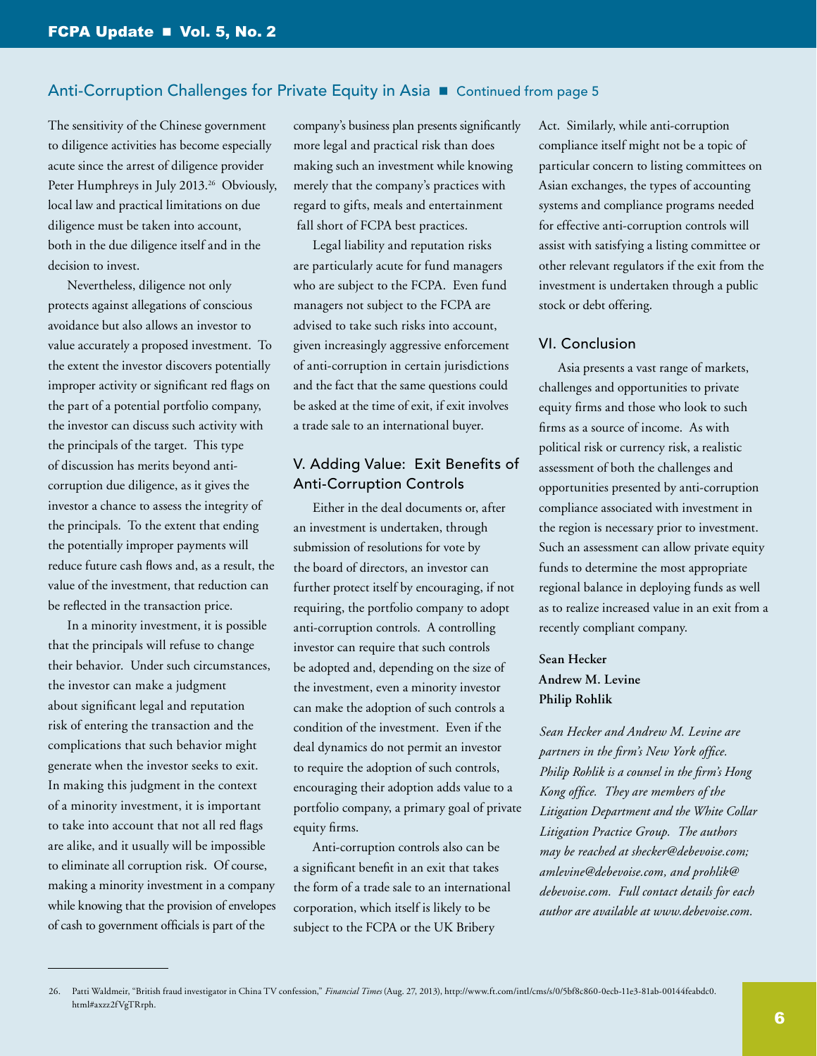## Anti-Corruption Challenges for Private Equity in Asia ■ Continued from page 5

The sensitivity of the Chinese government to diligence activities has become especially acute since the arrest of diligence provider Peter Humphreys in July 2013.[26] Obviously, local law and practical limitations on due diligence must be taken into account, both in the due diligence itself and in the decision to invest.

Nevertheless, diligence not only protects against allegations of conscious avoidance but also allows an investor to value accurately a proposed investment. To the extent the investor discovers potentially improper activity or significant red flags on the part of a potential portfolio company, the investor can discuss such activity with the principals of the target. This type of discussion has merits beyond anti-corruption due diligence, as it gives the investor a chance to assess the integrity of the principals. To the extent that ending the potentially improper payments will reduce future cash flows and, as a result, the value of the investment, that reduction can be reflected in the transaction price.

In a minority investment, it is possible that the principals will refuse to change their behavior. Under such circumstances, the investor can make a judgment about significant legal and reputation risk of entering the transaction and the complications that such behavior might generate when the investor seeks to exit. In making this judgment in the context of a minority investment, it is important to take into account that not all red flags are alike, and it usually will be impossible to eliminate all corruption risk. Of course, making a minority investment in a company while knowing that the provision of envelopes of cash to government officials is part of the company's business plan presents significantly more legal and practical risk than does making such an investment while knowing merely that the company's practices with regard to gifts, meals and entertainment fall short of FCPA best practices.

Legal liability and reputation risks are particularly acute for fund managers who are subject to the FCPA. Even fund managers not subject to the FCPA are advised to take such risks into account, given increasingly aggressive enforcement of anti-corruption in certain jurisdictions and the fact that the same questions could be asked at the time of exit, if exit involves a trade sale to an international buyer.

### V. Adding Value: Exit Benefits of Anti-Corruption Controls

Either in the deal documents or, after an investment is undertaken, through submission of resolutions for vote by the board of directors, an investor can further protect itself by encouraging, if not requiring, the portfolio company to adopt anti-corruption controls. A controlling investor can require that such controls be adopted and, depending on the size of the investment, even a minority investor can make the adoption of such controls a condition of the investment. Even if the deal dynamics do not permit an investor to require the adoption of such controls, encouraging their adoption adds value to a portfolio company, a primary goal of private equity firms.

Anti-corruption controls also can be a significant benefit in an exit that takes the form of a trade sale to an international corporation, which itself is likely to be subject to the FCPA or the UK Bribery Act. Similarly, while anti-corruption compliance itself might not be a topic of particular concern to listing committees on Asian exchanges, the types of accounting systems and compliance programs needed for effective anti-corruption controls will assist with satisfying a listing committee or other relevant regulators if the exit from the investment is undertaken through a public stock or debt offering.

### VI. Conclusion

Asia presents a vast range of markets, challenges and opportunities to private equity firms and those who look to such firms as a source of income. As with political risk or currency risk, a realistic assessment of both the challenges and opportunities presented by anti-corruption compliance associated with investment in the region is necessary prior to investment. Such an assessment can allow private equity funds to determine the most appropriate regional balance in deploying funds as well as to realize increased value in an exit from a recently compliant company.

**Sean Hecker**
**Andrew M. Levine**
**Philip Rohlik**

*Sean Hecker and Andrew M. Levine are partners in the firm's New York office. Philip Rohlik is a counsel in the firm's Hong Kong office. They are members of the Litigation Department and the White Collar Litigation Practice Group. The authors may be reached at shecker@debevoise.com; amlevine@debevoise.com, and prohlik@debevoise.com. Full contact details for each author are available at www.debevoise.com.*

---

26. Patti Waldmeir, "British fraud investigator in China TV confession," *Financial Times* (Aug. 27, 2013), http://www.ft.com/intl/cms/s/0/5bf8c860-0ecb-11e3-81ab-00144feabdc0.html#axzz2fVgTRrph.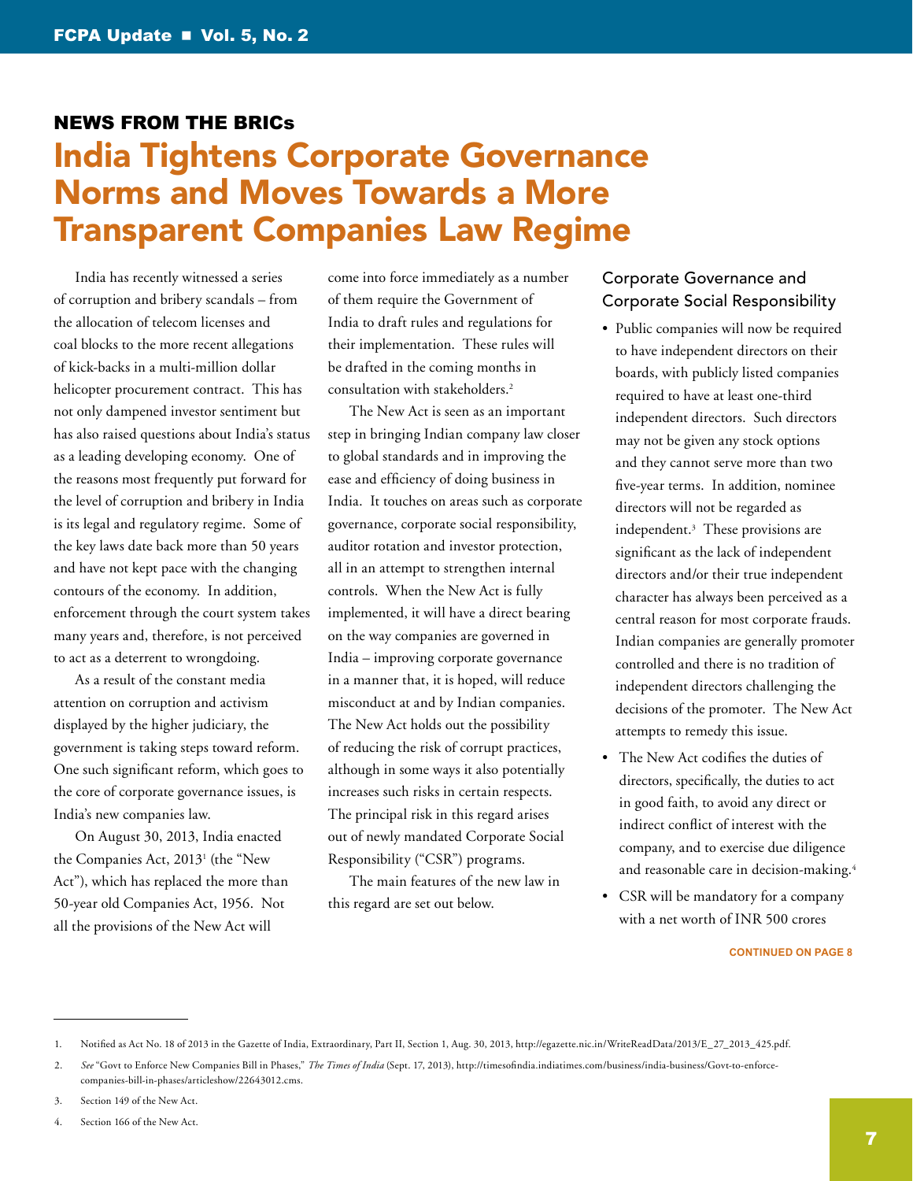## NEWS FROM THE BRICs

# India Tightens Corporate Governance Norms and Moves Towards a More Transparent Companies Law Regime

India has recently witnessed a series of corruption and bribery scandals – from the allocation of telecom licenses and coal blocks to the more recent allegations of kick-backs in a multi-million dollar helicopter procurement contract. This has not only dampened investor sentiment but has also raised questions about India's status as a leading developing economy. One of the reasons most frequently put forward for the level of corruption and bribery in India is its legal and regulatory regime. Some of the key laws date back more than 50 years and have not kept pace with the changing contours of the economy. In addition, enforcement through the court system takes many years and, therefore, is not perceived to act as a deterrent to wrongdoing.

As a result of the constant media attention on corruption and activism displayed by the higher judiciary, the government is taking steps toward reform. One such significant reform, which goes to the core of corporate governance issues, is India's new companies law.

On August 30, 2013, India enacted the Companies Act, 2013[1] (the "New Act"), which has replaced the more than 50-year old Companies Act, 1956. Not all the provisions of the New Act will come into force immediately as a number of them require the Government of India to draft rules and regulations for their implementation. These rules will be drafted in the coming months in consultation with stakeholders.[2]

The New Act is seen as an important step in bringing Indian company law closer to global standards and in improving the ease and efficiency of doing business in India. It touches on areas such as corporate governance, corporate social responsibility, auditor rotation and investor protection, all in an attempt to strengthen internal controls. When the New Act is fully implemented, it will have a direct bearing on the way companies are governed in India – improving corporate governance in a manner that, it is hoped, will reduce misconduct at and by Indian companies. The New Act holds out the possibility of reducing the risk of corrupt practices, although in some ways it also potentially increases such risks in certain respects. The principal risk in this regard arises out of newly mandated Corporate Social Responsibility ("CSR") programs.

The main features of the new law in this regard are set out below.

### Corporate Governance and Corporate Social Responsibility

- Public companies will now be required to have independent directors on their boards, with publicly listed companies required to have at least one-third independent directors. Such directors may not be given any stock options and they cannot serve more than two five-year terms. In addition, nominee directors will not be regarded as independent.[3] These provisions are significant as the lack of independent directors and/or their true independent character has always been perceived as a central reason for most corporate frauds. Indian companies are generally promoter controlled and there is no tradition of independent directors challenging the decisions of the promoter. The New Act attempts to remedy this issue.
- The New Act codifies the duties of directors, specifically, the duties to act in good faith, to avoid any direct or indirect conflict of interest with the company, and to exercise due diligence and reasonable care in decision-making.[4]
- CSR will be mandatory for a company with a net worth of INR 500 crores

CONTINUED ON PAGE 8

---

1. Notified as Act No. 18 of 2013 in the Gazette of India, Extraordinary, Part II, Section 1, Aug. 30, 2013, http://egazette.nic.in/WriteReadData/2013/E_27_2013_425.pdf.
2. *See* "Govt to Enforce New Companies Bill in Phases," *The Times of India* (Sept. 17, 2013), http://timesofindia.indiatimes.com/business/india-business/Govt-to-enforce-companies-bill-in-phases/articleshow/22643012.cms.
3. Section 149 of the New Act.
4. Section 166 of the New Act.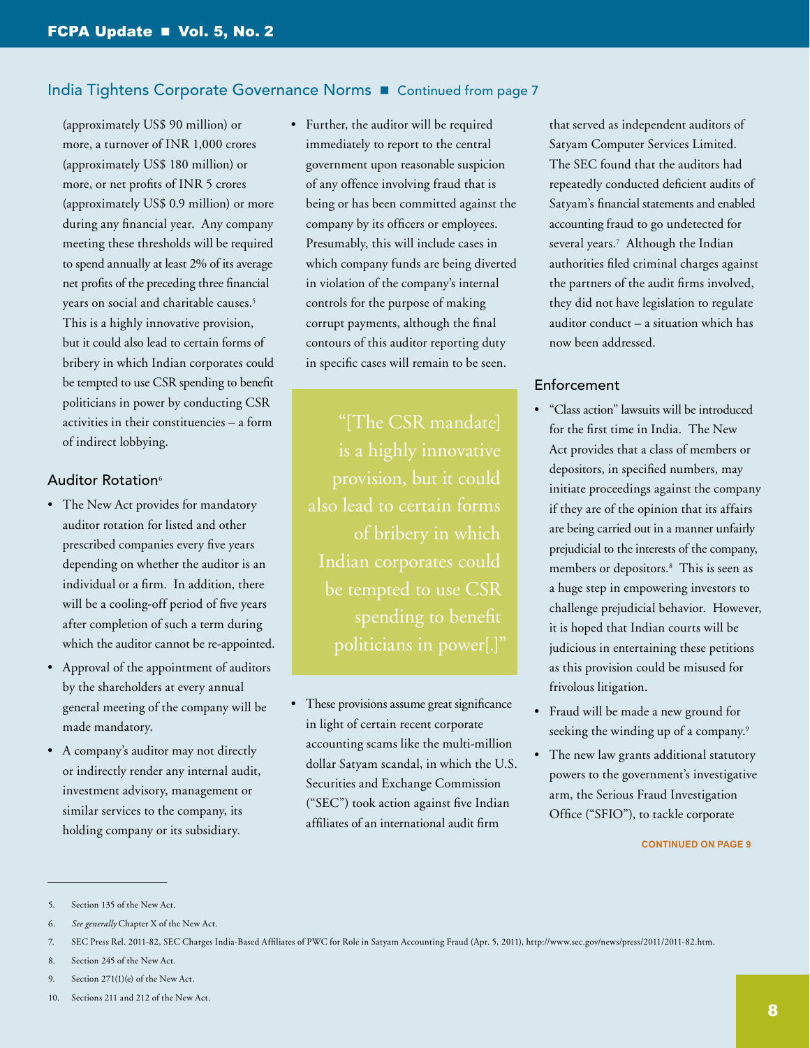(approximately US$ 90 million) or more, a turnover of INR 1,000 crores (approximately US$ 180 million) or more, or net profits of INR 5 crores (approximately US$ 0.9 million) or more during any financial year. Any company meeting these thresholds will be required to spend annually at least 2% of its average net profits of the preceding three financial years on social and charitable causes.[5] This is a highly innovative provision, but it could also lead to certain forms of bribery in which Indian corporates could be tempted to use CSR spending to benefit politicians in power by conducting CSR activities in their constituencies – a form of indirect lobbying.

### Auditor Rotation[6]

- The New Act provides for mandatory auditor rotation for listed and other prescribed companies every five years depending on whether the auditor is an individual or a firm. In addition, there will be a cooling-off period of five years after completion of such a term during which the auditor cannot be re-appointed.
- Approval of the appointment of auditors by the shareholders at every annual general meeting of the company will be made mandatory.
- A company's auditor may not directly or indirectly render any internal audit, investment advisory, management or similar services to the company, its holding company or its subsidiary.
- Further, the auditor will be required immediately to report to the central government upon reasonable suspicion of any offence involving fraud that is being or has been committed against the company by its officers or employees. Presumably, this will include cases in which company funds are being diverted in violation of the company's internal controls for the purpose of making corrupt payments, although the final contours of this auditor reporting duty in specific cases will remain to be seen.

> "[The CSR mandate] is a highly innovative provision, but it could also lead to certain forms of bribery in which Indian corporates could be tempted to use CSR spending to benefit politicians in power[.]"

- These provisions assume great significance in light of certain recent corporate accounting scams like the multi-million dollar Satyam scandal, in which the U.S. Securities and Exchange Commission ("SEC") took action against five Indian affiliates of an international audit firm that served as independent auditors of Satyam Computer Services Limited. The SEC found that the auditors had repeatedly conducted deficient audits of Satyam's financial statements and enabled accounting fraud to go undetected for several years.[7] Although the Indian authorities filed criminal charges against the partners of the audit firms involved, they did not have legislation to regulate auditor conduct – a situation which has now been addressed.

### Enforcement

- "Class action" lawsuits will be introduced for the first time in India. The New Act provides that a class of members or depositors, in specified numbers, may initiate proceedings against the company if they are of the opinion that its affairs are being carried out in a manner unfairly prejudicial to the interests of the company, members or depositors.[8] This is seen as a huge step in empowering investors to challenge prejudicial behavior. However, it is hoped that Indian courts will be judicious in entertaining these petitions as this provision could be misused for frivolous litigation.
- Fraud will be made a new ground for seeking the winding up of a company.[9]
- The new law grants additional statutory powers to the government's investigative arm, the Serious Fraud Investigation Office ("SFIO"), to tackle corporate

CONTINUED ON PAGE 9

---

5. Section 135 of the New Act.
6. *See generally* Chapter X of the New Act.
7. SEC Press Rel. 2011-82, SEC Charges India-Based Affiliates of PWC for Role in Satyam Accounting Fraud (Apr. 5, 2011), http://www.sec.gov/news/press/2011/2011-82.htm.
8. Section 245 of the New Act.
9. Section 271(1)(e) of the New Act.
10. Sections 211 and 212 of the New Act.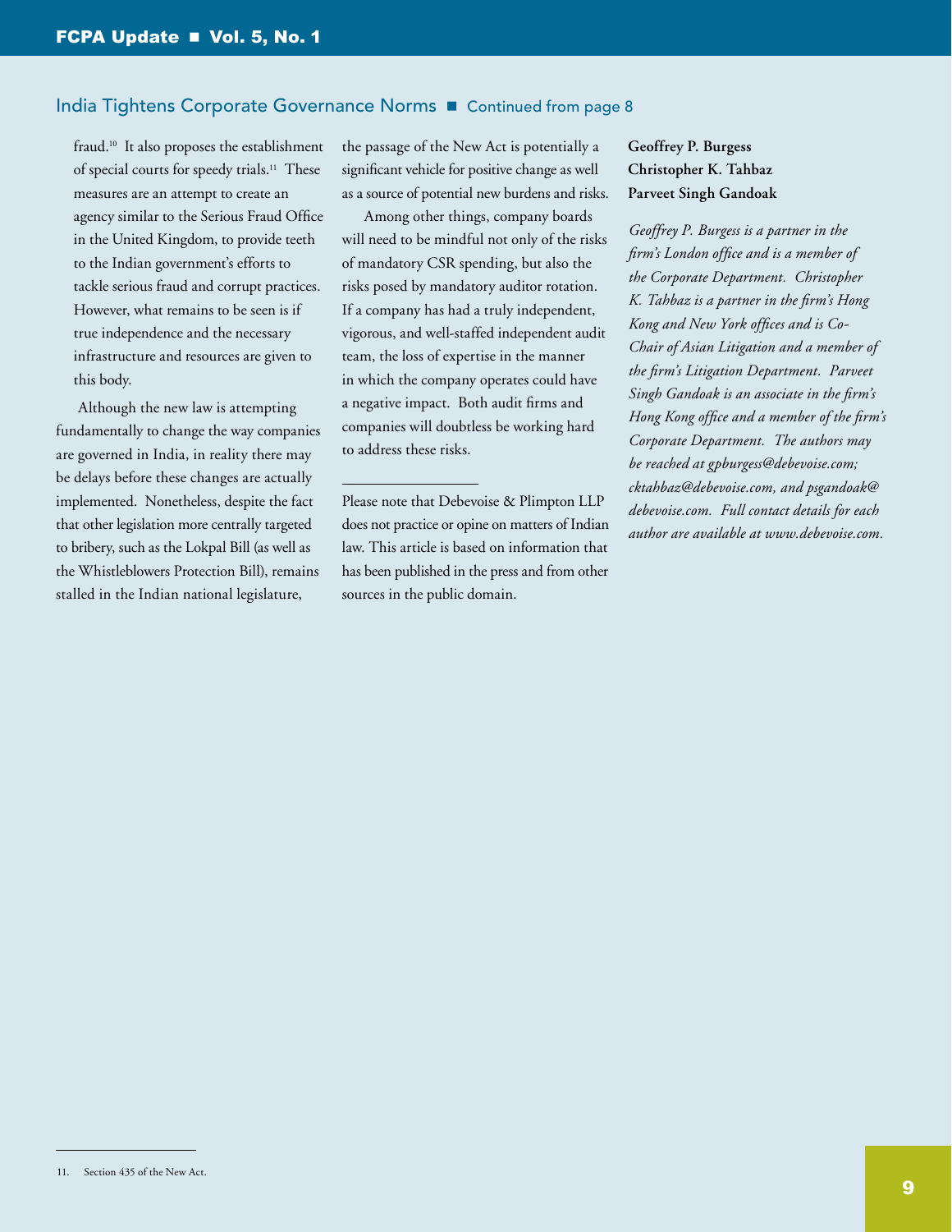fraud.[10] It also proposes the establishment of special courts for speedy trials.[11] These measures are an attempt to create an agency similar to the Serious Fraud Office in the United Kingdom, to provide teeth to the Indian government's efforts to tackle serious fraud and corrupt practices. However, what remains to be seen is if true independence and the necessary infrastructure and resources are given to this body.

Although the new law is attempting fundamentally to change the way companies are governed in India, in reality there may be delays before these changes are actually implemented. Nonetheless, despite the fact that other legislation more centrally targeted to bribery, such as the Lokpal Bill (as well as the Whistleblowers Protection Bill), remains stalled in the Indian national legislature, the passage of the New Act is potentially a significant vehicle for positive change as well as a source of potential new burdens and risks.

Among other things, company boards will need to be mindful not only of the risks of mandatory CSR spending, but also the risks posed by mandatory auditor rotation. If a company has had a truly independent, vigorous, and well-staffed independent audit team, the loss of expertise in the manner in which the company operates could have a negative impact. Both audit firms and companies will doubtless be working hard to address these risks.

---

Please note that Debevoise & Plimpton LLP does not practice or opine on matters of Indian law. This article is based on information that has been published in the press and from other sources in the public domain.

**Geoffrey P. Burgess**
**Christopher K. Tahbaz**
**Parveet Singh Gandoak**

*Geoffrey P. Burgess is a partner in the firm's London office and is a member of the Corporate Department. Christopher K. Tahbaz is a partner in the firm's Hong Kong and New York offices and is Co-Chair of Asian Litigation and a member of the firm's Litigation Department. Parveet Singh Gandoak is an associate in the firm's Hong Kong office and a member of the firm's Corporate Department. The authors may be reached at gpburgess@debevoise.com; cktahbaz@debevoise.com, and psgandoak@debevoise.com. Full contact details for each author are available at www.debevoise.com.*

---

11. Section 435 of the New Act.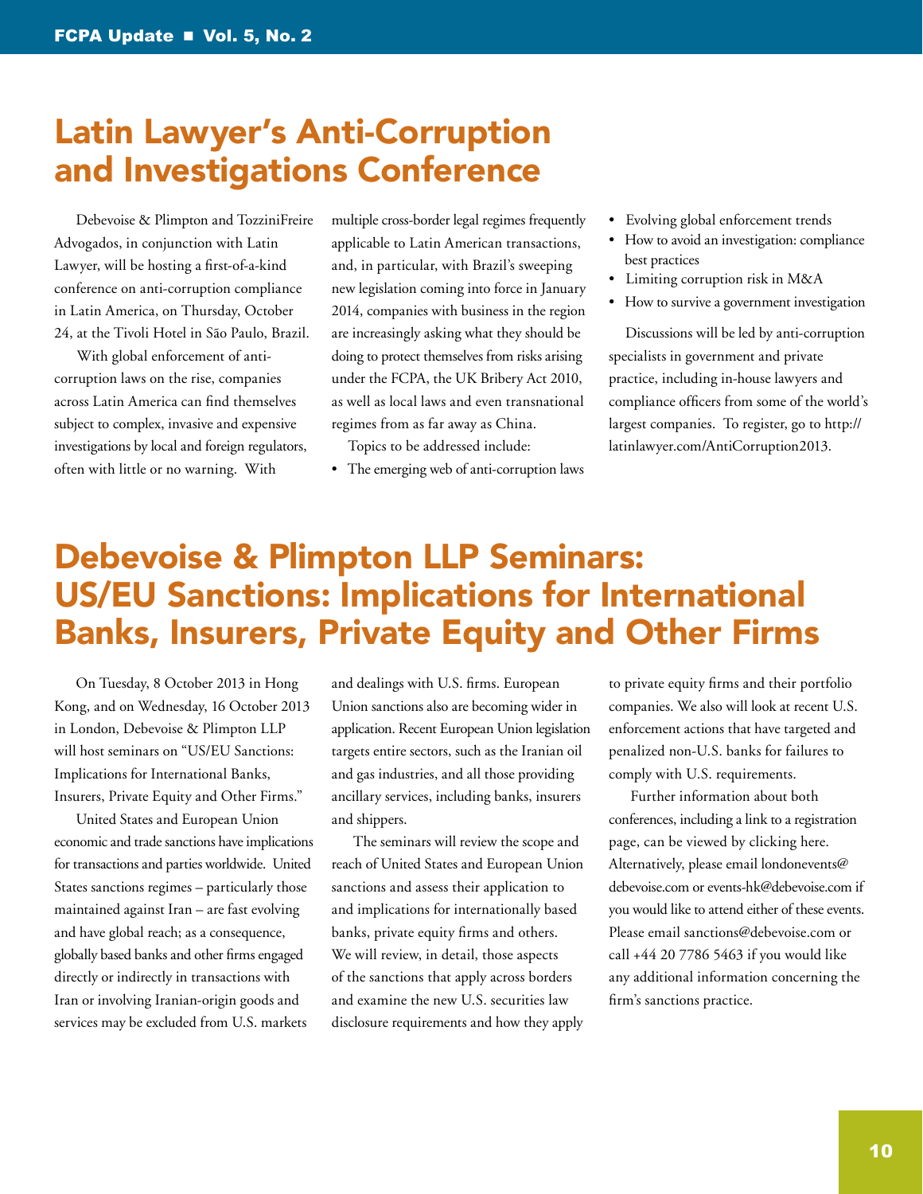# Latin Lawyer's Anti-Corruption and Investigations Conference

Debevoise & Plimpton and TozziniFreire Advogados, in conjunction with Latin Lawyer, will be hosting a first-of-a-kind conference on anti-corruption compliance in Latin America, on Thursday, October 24, at the Tivoli Hotel in São Paulo, Brazil.

With global enforcement of anti-corruption laws on the rise, companies across Latin America can find themselves subject to complex, invasive and expensive investigations by local and foreign regulators, often with little or no warning. With multiple cross-border legal regimes frequently applicable to Latin American transactions, and, in particular, with Brazil's sweeping new legislation coming into force in January 2014, companies with business in the region are increasingly asking what they should be doing to protect themselves from risks arising under the FCPA, the UK Bribery Act 2010, as well as local laws and even transnational regimes from as far away as China.

Topics to be addressed include:

- The emerging web of anti-corruption laws
- Evolving global enforcement trends
- How to avoid an investigation: compliance best practices
- Limiting corruption risk in M&A
- How to survive a government investigation

Discussions will be led by anti-corruption specialists in government and private practice, including in-house lawyers and compliance officers from some of the world's largest companies. To register, go to http://latinlawyer.com/AntiCorruption2013.

# Debevoise & Plimpton LLP Seminars: US/EU Sanctions: Implications for International Banks, Insurers, Private Equity and Other Firms

On Tuesday, 8 October 2013 in Hong Kong, and on Wednesday, 16 October 2013 in London, Debevoise & Plimpton LLP will host seminars on "US/EU Sanctions: Implications for International Banks, Insurers, Private Equity and Other Firms."

United States and European Union economic and trade sanctions have implications for transactions and parties worldwide. United States sanctions regimes – particularly those maintained against Iran – are fast evolving and have global reach; as a consequence, globally based banks and other firms engaged directly or indirectly in transactions with Iran or involving Iranian-origin goods and services may be excluded from U.S. markets and dealings with U.S. firms. European Union sanctions also are becoming wider in application. Recent European Union legislation targets entire sectors, such as the Iranian oil and gas industries, and all those providing ancillary services, including banks, insurers and shippers.

The seminars will review the scope and reach of United States and European Union sanctions and assess their application to and implications for internationally based banks, private equity firms and others. We will review, in detail, those aspects of the sanctions that apply across borders and examine the new U.S. securities law disclosure requirements and how they apply to private equity firms and their portfolio companies. We also will look at recent U.S. enforcement actions that have targeted and penalized non-U.S. banks for failures to comply with U.S. requirements.

Further information about both conferences, including a link to a registration page, can be viewed by clicking here. Alternatively, please email londonevents@debevoise.com or events-hk@debevoise.com if you would like to attend either of these events. Please email sanctions@debevoise.com or call +44 20 7786 5463 if you would like any additional information concerning the firm's sanctions practice.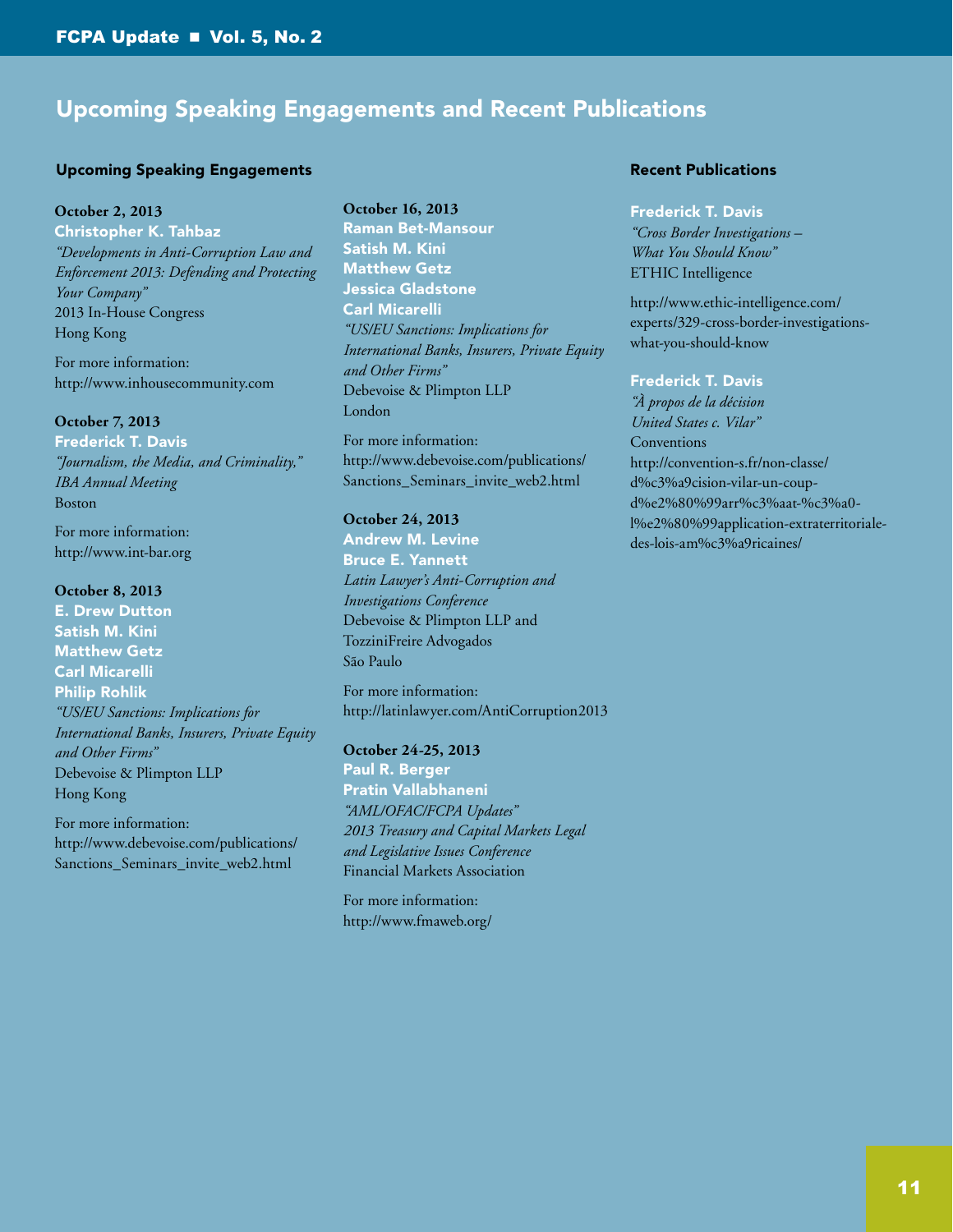## Upcoming Speaking Engagements and Recent Publications

### Upcoming Speaking Engagements

**October 2, 2013**
**Christopher K. Tahbaz**
*"Developments in Anti-Corruption Law and Enforcement 2013: Defending and Protecting Your Company"*
2013 In-House Congress
Hong Kong

For more information:
http://www.inhousecommunity.com

**October 7, 2013**
**Frederick T. Davis**
*"Journalism, the Media, and Criminality," IBA Annual Meeting*
Boston

For more information:
http://www.int-bar.org

**October 8, 2013**
**E. Drew Dutton**
**Satish M. Kini**
**Matthew Getz**
**Carl Micarelli**
**Philip Rohlik**
*"US/EU Sanctions: Implications for International Banks, Insurers, Private Equity and Other Firms"*
Debevoise & Plimpton LLP
Hong Kong

For more information:
http://www.debevoise.com/publications/Sanctions_Seminars_invite_web2.html

**October 16, 2013**
**Raman Bet-Mansour**
**Satish M. Kini**
**Matthew Getz**
**Jessica Gladstone**
**Carl Micarelli**
*"US/EU Sanctions: Implications for International Banks, Insurers, Private Equity and Other Firms"*
Debevoise & Plimpton LLP
London

For more information:
http://www.debevoise.com/publications/Sanctions_Seminars_invite_web2.html

**October 24, 2013**
**Andrew M. Levine**
**Bruce E. Yannett**
*Latin Lawyer's Anti-Corruption and Investigations Conference*
Debevoise & Plimpton LLP and TozziniFreire Advogados
São Paulo

For more information:
http://latinlawyer.com/AntiCorruption2013

**October 24-25, 2013**
**Paul R. Berger**
**Pratin Vallabhaneni**
*"AML/OFAC/FCPA Updates" 2013 Treasury and Capital Markets Legal and Legislative Issues Conference*
Financial Markets Association

For more information:
http://www.fmaweb.org/

### Recent Publications

**Frederick T. Davis**
*"Cross Border Investigations – What You Should Know"*
ETHIC Intelligence

http://www.ethic-intelligence.com/experts/329-cross-border-investigations-what-you-should-know

**Frederick T. Davis**
*"À propos de la décision United States c. Vilar"*
Conventions
http://convention-s.fr/non-classe/d%c3%a9cision-vilar-un-coup-d%e2%80%99arr%c3%aat-%c3%a0-l%e2%80%99application-extraterritoriale-des-lois-am%c3%a9ricaines/